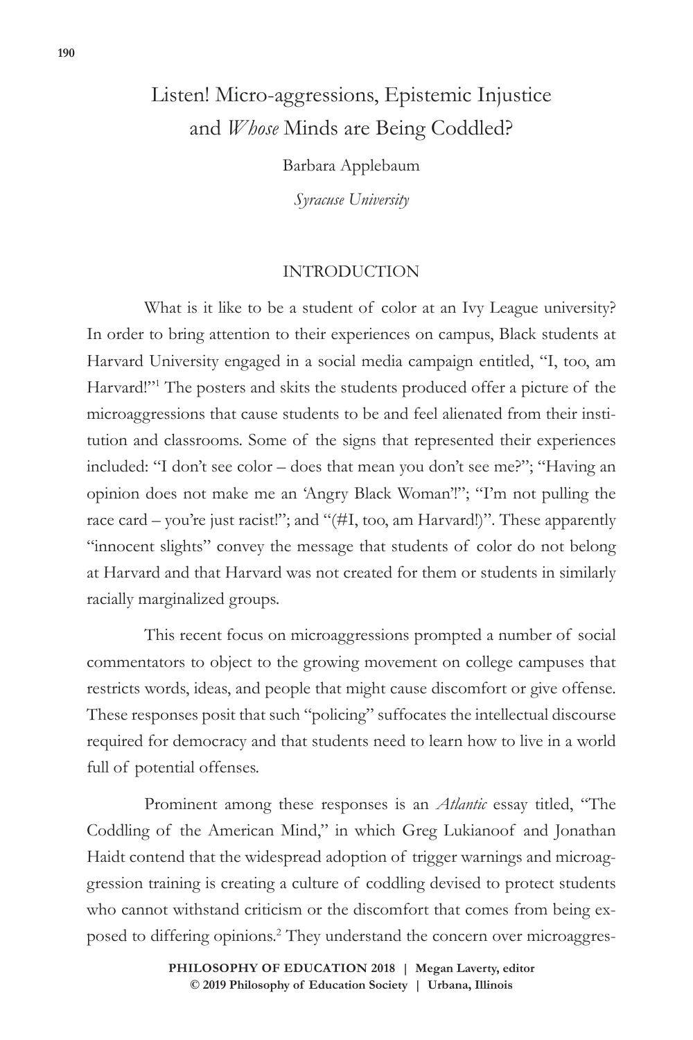# Listen! Micro-aggressions, Epistemic Injustice and *Whose* Minds are Being Coddled?

Barbara Applebaum

*Syracuse University*

## INTRODUCTION

What is it like to be a student of color at an Ivy League university? In order to bring attention to their experiences on campus, Black students at Harvard University engaged in a social media campaign entitled, "I, too, am Harvard!"[1] The posters and skits the students produced offer a picture of the microaggressions that cause students to be and feel alienated from their institution and classrooms. Some of the signs that represented their experiences included: "I don't see color – does that mean you don't see me?"; "Having an opinion does not make me an 'Angry Black Woman'!"; "I'm not pulling the race card – you're just racist!"; and "(#I, too, am Harvard!)". These apparently "innocent slights" convey the message that students of color do not belong at Harvard and that Harvard was not created for them or students in similarly racially marginalized groups.

This recent focus on microaggressions prompted a number of social commentators to object to the growing movement on college campuses that restricts words, ideas, and people that might cause discomfort or give offense. These responses posit that such "policing" suffocates the intellectual discourse required for democracy and that students need to learn how to live in a world full of potential offenses.

Prominent among these responses is an *Atlantic* essay titled, "The Coddling of the American Mind," in which Greg Lukianoof and Jonathan Haidt contend that the widespread adoption of trigger warnings and microaggression training is creating a culture of coddling devised to protect students who cannot withstand criticism or the discomfort that comes from being exposed to differing opinions.[2] They understand the concern over microaggres-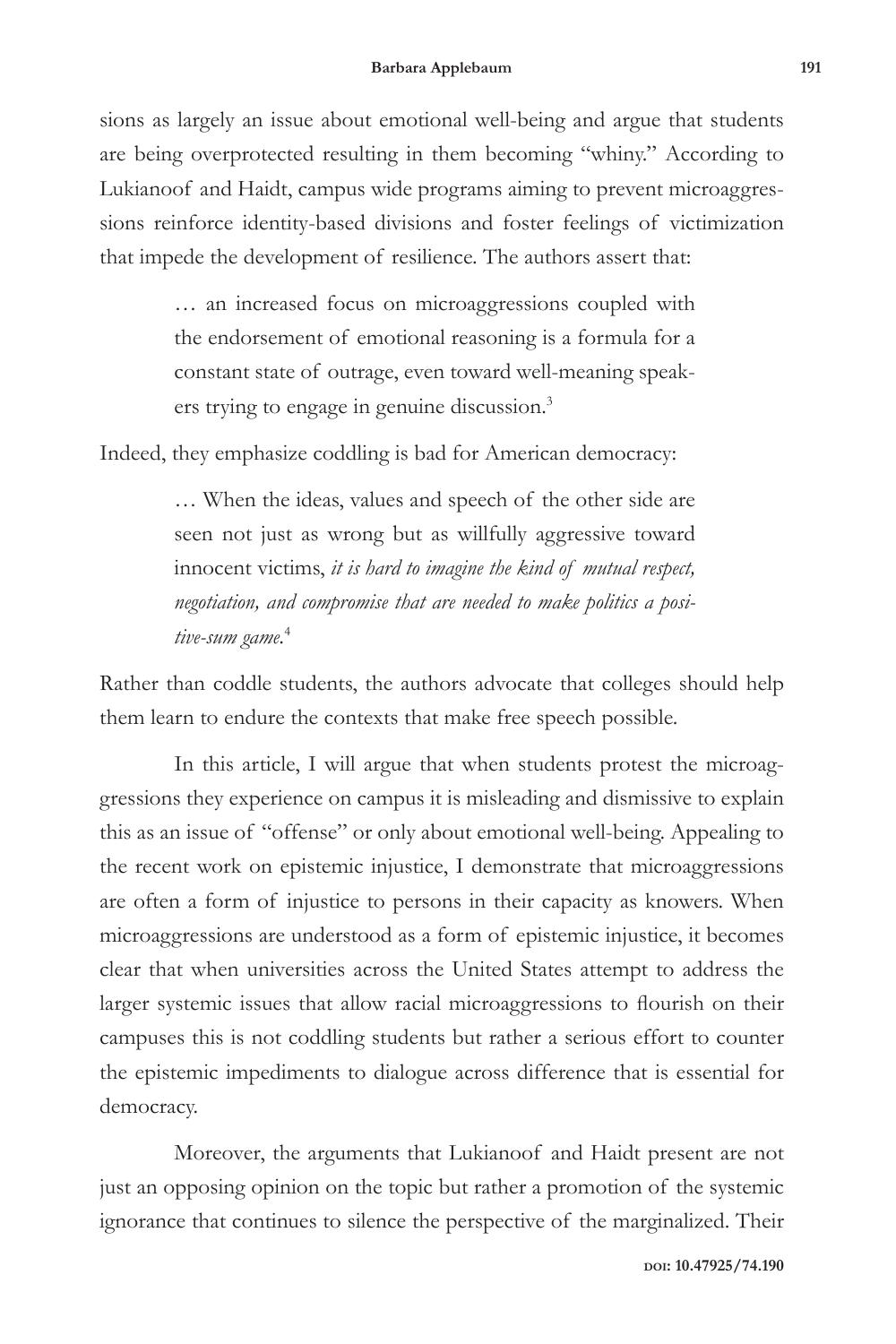sions as largely an issue about emotional well-being and argue that students are being overprotected resulting in them becoming "whiny." According to Lukianoof and Haidt, campus wide programs aiming to prevent microaggressions reinforce identity-based divisions and foster feelings of victimization that impede the development of resilience. The authors assert that:

> … an increased focus on microaggressions coupled with the endorsement of emotional reasoning is a formula for a constant state of outrage, even toward well-meaning speakers trying to engage in genuine discussion.[3]

Indeed, they emphasize coddling is bad for American democracy:

> … When the ideas, values and speech of the other side are seen not just as wrong but as willfully aggressive toward innocent victims, *it is hard to imagine the kind of mutual respect, negotiation, and compromise that are needed to make politics a positive-sum game.*[4]

Rather than coddle students, the authors advocate that colleges should help them learn to endure the contexts that make free speech possible.

In this article, I will argue that when students protest the microaggressions they experience on campus it is misleading and dismissive to explain this as an issue of "offense" or only about emotional well-being. Appealing to the recent work on epistemic injustice, I demonstrate that microaggressions are often a form of injustice to persons in their capacity as knowers. When microaggressions are understood as a form of epistemic injustice, it becomes clear that when universities across the United States attempt to address the larger systemic issues that allow racial microaggressions to flourish on their campuses this is not coddling students but rather a serious effort to counter the epistemic impediments to dialogue across difference that is essential for democracy.

Moreover, the arguments that Lukianoof and Haidt present are not just an opposing opinion on the topic but rather a promotion of the systemic ignorance that continues to silence the perspective of the marginalized. Their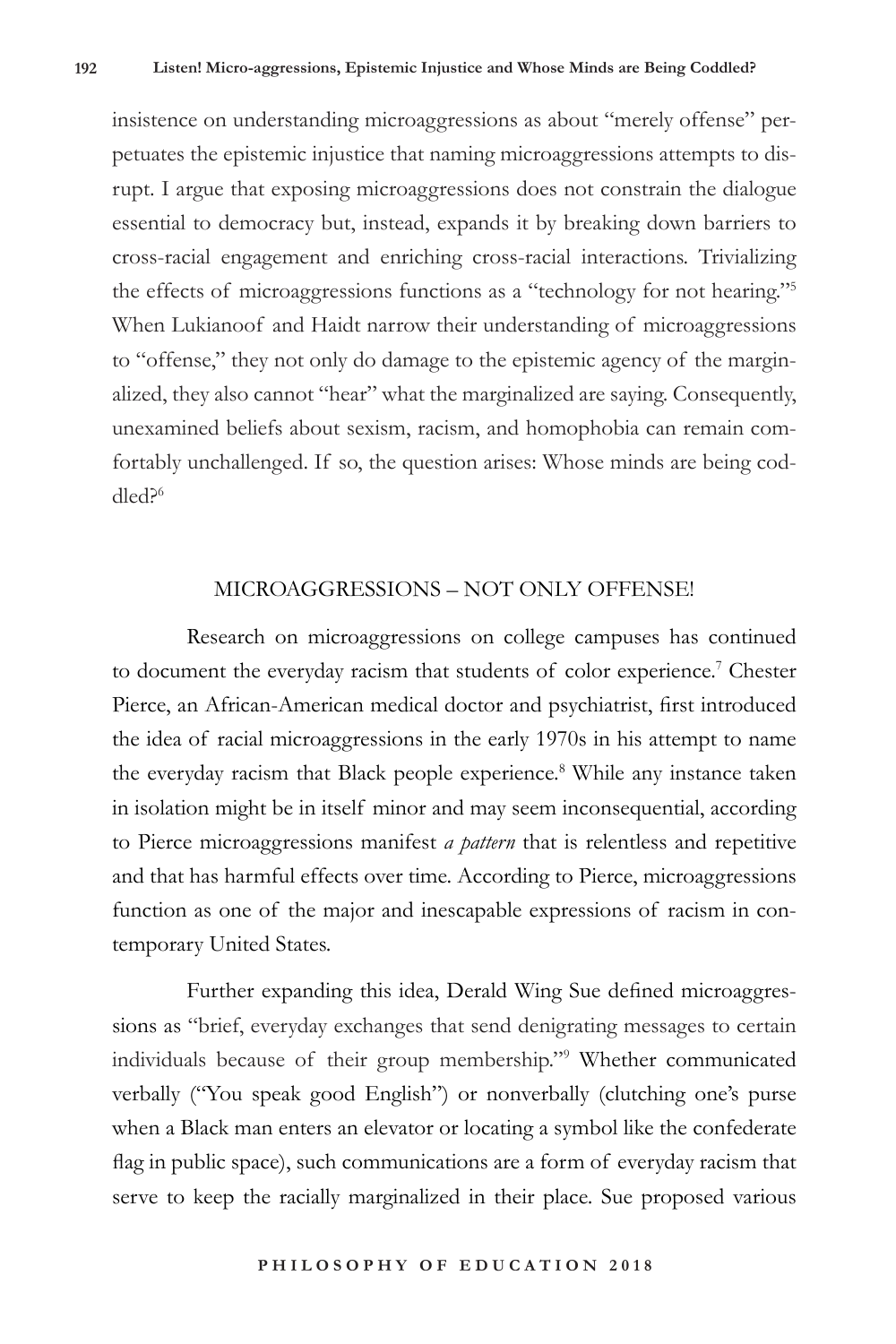insistence on understanding microaggressions as about "merely offense" perpetuates the epistemic injustice that naming microaggressions attempts to disrupt. I argue that exposing microaggressions does not constrain the dialogue essential to democracy but, instead, expands it by breaking down barriers to cross-racial engagement and enriching cross-racial interactions. Trivializing the effects of microaggressions functions as a "technology for not hearing."[5] When Lukianoof and Haidt narrow their understanding of microaggressions to "offense," they not only do damage to the epistemic agency of the marginalized, they also cannot "hear" what the marginalized are saying. Consequently, unexamined beliefs about sexism, racism, and homophobia can remain comfortably unchallenged. If so, the question arises: Whose minds are being coddled?[6]

## MICROAGGRESSIONS – NOT ONLY OFFENSE!

Research on microaggressions on college campuses has continued to document the everyday racism that students of color experience.[7] Chester Pierce, an African-American medical doctor and psychiatrist, first introduced the idea of racial microaggressions in the early 1970s in his attempt to name the everyday racism that Black people experience.[8] While any instance taken in isolation might be in itself minor and may seem inconsequential, according to Pierce microaggressions manifest *a pattern* that is relentless and repetitive and that has harmful effects over time. According to Pierce, microaggressions function as one of the major and inescapable expressions of racism in contemporary United States.

Further expanding this idea, Derald Wing Sue defined microaggressions as "brief, everyday exchanges that send denigrating messages to certain individuals because of their group membership."[9] Whether communicated verbally ("You speak good English") or nonverbally (clutching one's purse when a Black man enters an elevator or locating a symbol like the confederate flag in public space), such communications are a form of everyday racism that serve to keep the racially marginalized in their place. Sue proposed various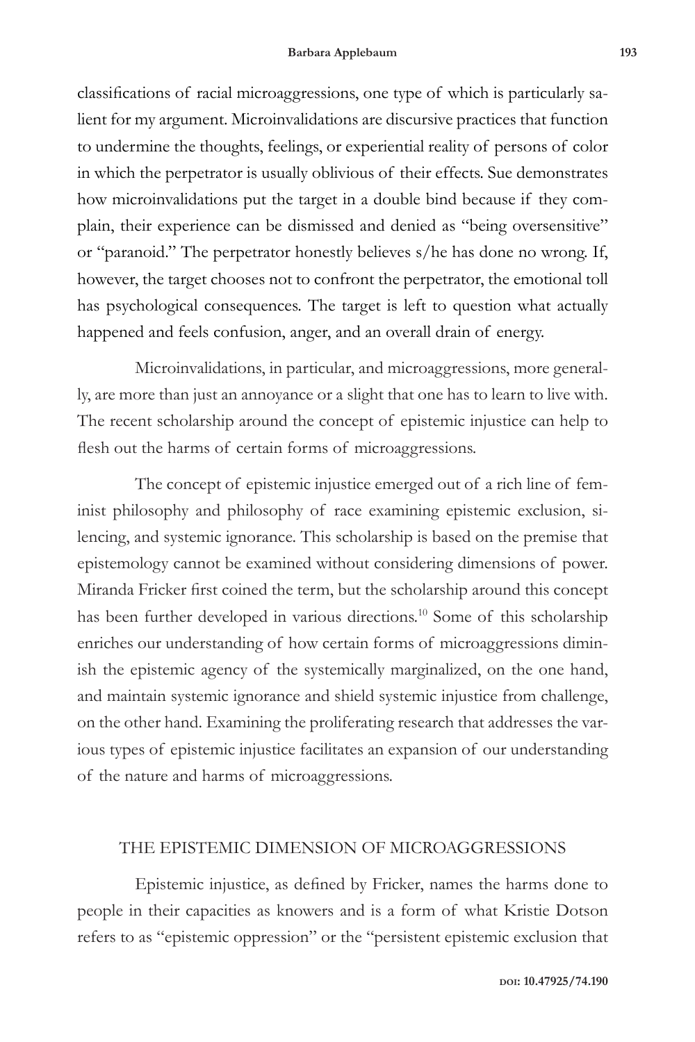classifications of racial microaggressions, one type of which is particularly salient for my argument. Microinvalidations are discursive practices that function to undermine the thoughts, feelings, or experiential reality of persons of color in which the perpetrator is usually oblivious of their effects. Sue demonstrates how microinvalidations put the target in a double bind because if they complain, their experience can be dismissed and denied as "being oversensitive" or "paranoid." The perpetrator honestly believes s/he has done no wrong. If, however, the target chooses not to confront the perpetrator, the emotional toll has psychological consequences. The target is left to question what actually happened and feels confusion, anger, and an overall drain of energy.

Microinvalidations, in particular, and microaggressions, more generally, are more than just an annoyance or a slight that one has to learn to live with. The recent scholarship around the concept of epistemic injustice can help to flesh out the harms of certain forms of microaggressions.

The concept of epistemic injustice emerged out of a rich line of feminist philosophy and philosophy of race examining epistemic exclusion, silencing, and systemic ignorance. This scholarship is based on the premise that epistemology cannot be examined without considering dimensions of power. Miranda Fricker first coined the term, but the scholarship around this concept has been further developed in various directions.[10] Some of this scholarship enriches our understanding of how certain forms of microaggressions diminish the epistemic agency of the systemically marginalized, on the one hand, and maintain systemic ignorance and shield systemic injustice from challenge, on the other hand. Examining the proliferating research that addresses the various types of epistemic injustice facilitates an expansion of our understanding of the nature and harms of microaggressions.

## THE EPISTEMIC DIMENSION OF MICROAGGRESSIONS

Epistemic injustice, as defined by Fricker, names the harms done to people in their capacities as knowers and is a form of what Kristie Dotson refers to as "epistemic oppression" or the "persistent epistemic exclusion that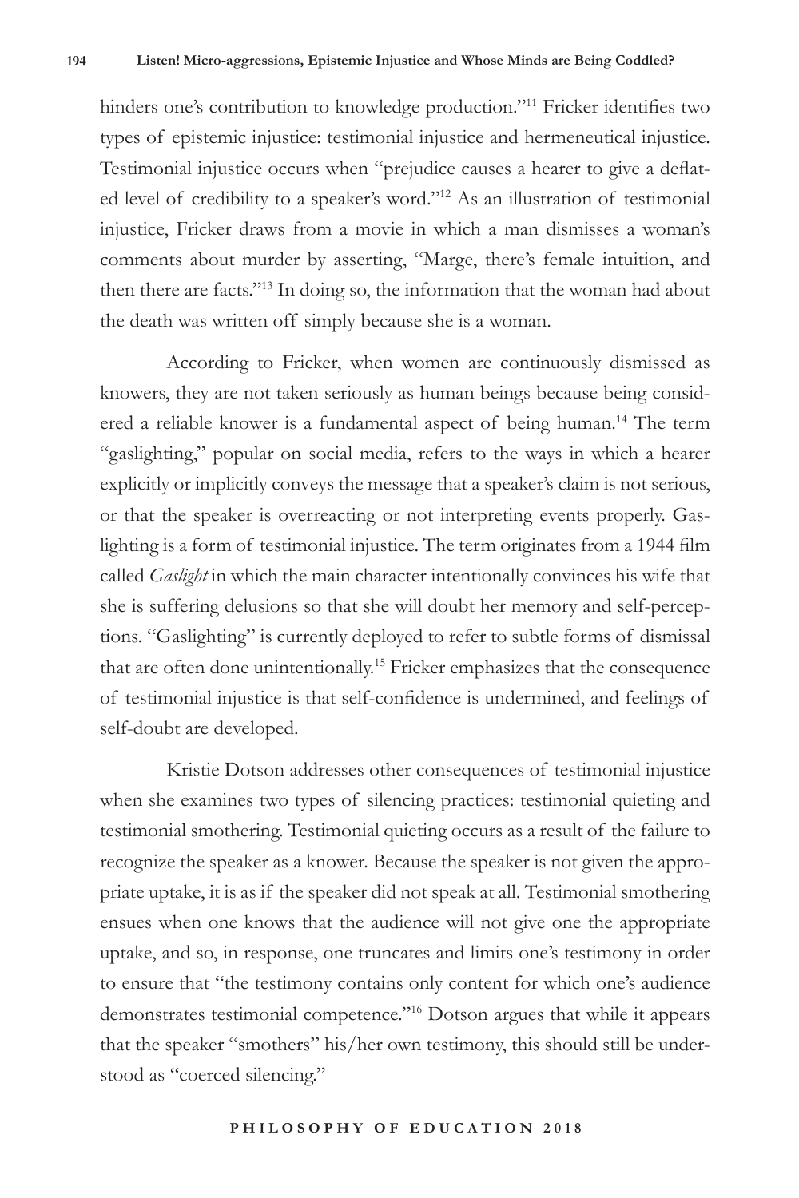hinders one's contribution to knowledge production."[11] Fricker identifies two types of epistemic injustice: testimonial injustice and hermeneutical injustice. Testimonial injustice occurs when "prejudice causes a hearer to give a deflated level of credibility to a speaker's word."[12] As an illustration of testimonial injustice, Fricker draws from a movie in which a man dismisses a woman's comments about murder by asserting, "Marge, there's female intuition, and then there are facts."[13] In doing so, the information that the woman had about the death was written off simply because she is a woman.

According to Fricker, when women are continuously dismissed as knowers, they are not taken seriously as human beings because being considered a reliable knower is a fundamental aspect of being human.[14] The term "gaslighting," popular on social media, refers to the ways in which a hearer explicitly or implicitly conveys the message that a speaker's claim is not serious, or that the speaker is overreacting or not interpreting events properly. Gaslighting is a form of testimonial injustice. The term originates from a 1944 film called *Gaslight* in which the main character intentionally convinces his wife that she is suffering delusions so that she will doubt her memory and self-perceptions. "Gaslighting" is currently deployed to refer to subtle forms of dismissal that are often done unintentionally.[15] Fricker emphasizes that the consequence of testimonial injustice is that self-confidence is undermined, and feelings of self-doubt are developed.

Kristie Dotson addresses other consequences of testimonial injustice when she examines two types of silencing practices: testimonial quieting and testimonial smothering. Testimonial quieting occurs as a result of the failure to recognize the speaker as a knower. Because the speaker is not given the appropriate uptake, it is as if the speaker did not speak at all. Testimonial smothering ensues when one knows that the audience will not give one the appropriate uptake, and so, in response, one truncates and limits one's testimony in order to ensure that "the testimony contains only content for which one's audience demonstrates testimonial competence."[16] Dotson argues that while it appears that the speaker "smothers" his/her own testimony, this should still be understood as "coerced silencing."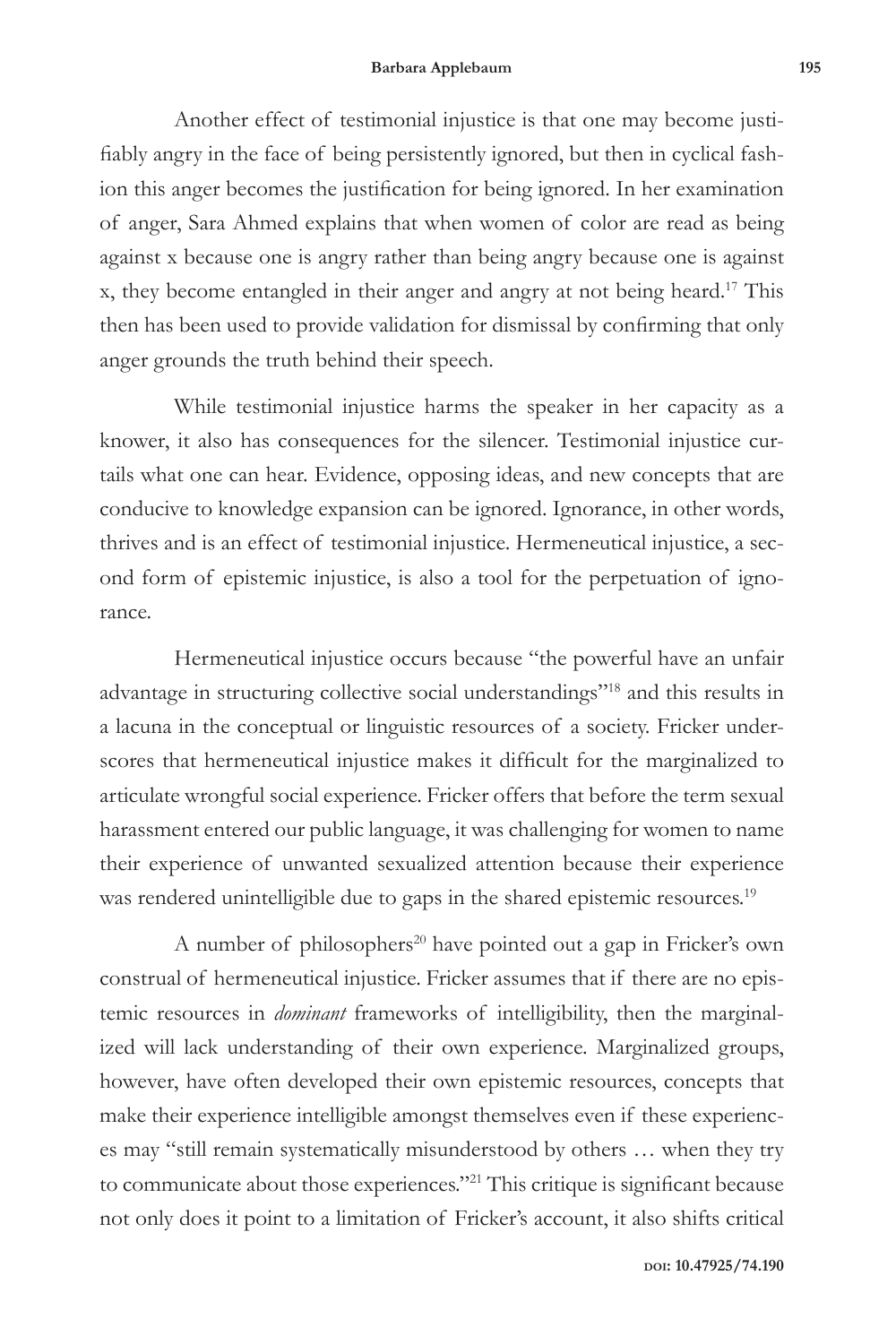Another effect of testimonial injustice is that one may become justifiably angry in the face of being persistently ignored, but then in cyclical fashion this anger becomes the justification for being ignored. In her examination of anger, Sara Ahmed explains that when women of color are read as being against x because one is angry rather than being angry because one is against x, they become entangled in their anger and angry at not being heard.[17] This then has been used to provide validation for dismissal by confirming that only anger grounds the truth behind their speech.

While testimonial injustice harms the speaker in her capacity as a knower, it also has consequences for the silencer. Testimonial injustice curtails what one can hear. Evidence, opposing ideas, and new concepts that are conducive to knowledge expansion can be ignored. Ignorance, in other words, thrives and is an effect of testimonial injustice. Hermeneutical injustice, a second form of epistemic injustice, is also a tool for the perpetuation of ignorance.

Hermeneutical injustice occurs because "the powerful have an unfair advantage in structuring collective social understandings"[18] and this results in a lacuna in the conceptual or linguistic resources of a society. Fricker underscores that hermeneutical injustice makes it difficult for the marginalized to articulate wrongful social experience. Fricker offers that before the term sexual harassment entered our public language, it was challenging for women to name their experience of unwanted sexualized attention because their experience was rendered unintelligible due to gaps in the shared epistemic resources.[19]

A number of philosophers[20] have pointed out a gap in Fricker's own construal of hermeneutical injustice. Fricker assumes that if there are no epistemic resources in *dominant* frameworks of intelligibility, then the marginalized will lack understanding of their own experience. Marginalized groups, however, have often developed their own epistemic resources, concepts that make their experience intelligible amongst themselves even if these experiences may "still remain systematically misunderstood by others … when they try to communicate about those experiences."[21] This critique is significant because not only does it point to a limitation of Fricker's account, it also shifts critical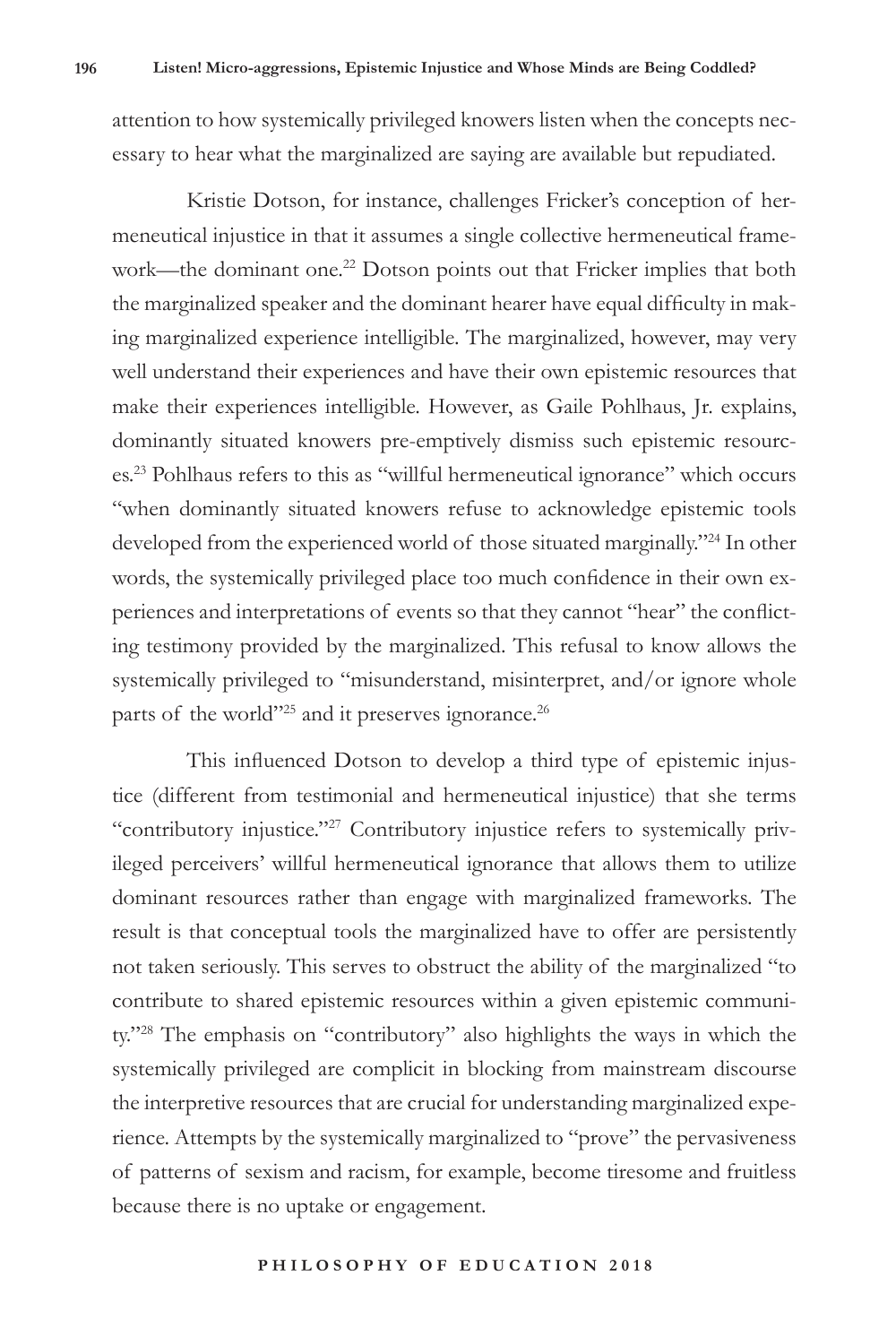attention to how systemically privileged knowers listen when the concepts necessary to hear what the marginalized are saying are available but repudiated.

Kristie Dotson, for instance, challenges Fricker's conception of hermeneutical injustice in that it assumes a single collective hermeneutical framework—the dominant one.[22] Dotson points out that Fricker implies that both the marginalized speaker and the dominant hearer have equal difficulty in making marginalized experience intelligible. The marginalized, however, may very well understand their experiences and have their own epistemic resources that make their experiences intelligible. However, as Gaile Pohlhaus, Jr. explains, dominantly situated knowers pre-emptively dismiss such epistemic resources.[23] Pohlhaus refers to this as "willful hermeneutical ignorance" which occurs "when dominantly situated knowers refuse to acknowledge epistemic tools developed from the experienced world of those situated marginally."[24] In other words, the systemically privileged place too much confidence in their own experiences and interpretations of events so that they cannot "hear" the conflicting testimony provided by the marginalized. This refusal to know allows the systemically privileged to "misunderstand, misinterpret, and/or ignore whole parts of the world"[25] and it preserves ignorance.[26]

This influenced Dotson to develop a third type of epistemic injustice (different from testimonial and hermeneutical injustice) that she terms "contributory injustice."[27] Contributory injustice refers to systemically privileged perceivers' willful hermeneutical ignorance that allows them to utilize dominant resources rather than engage with marginalized frameworks. The result is that conceptual tools the marginalized have to offer are persistently not taken seriously. This serves to obstruct the ability of the marginalized "to contribute to shared epistemic resources within a given epistemic community."[28] The emphasis on "contributory" also highlights the ways in which the systemically privileged are complicit in blocking from mainstream discourse the interpretive resources that are crucial for understanding marginalized experience. Attempts by the systemically marginalized to "prove" the pervasiveness of patterns of sexism and racism, for example, become tiresome and fruitless because there is no uptake or engagement.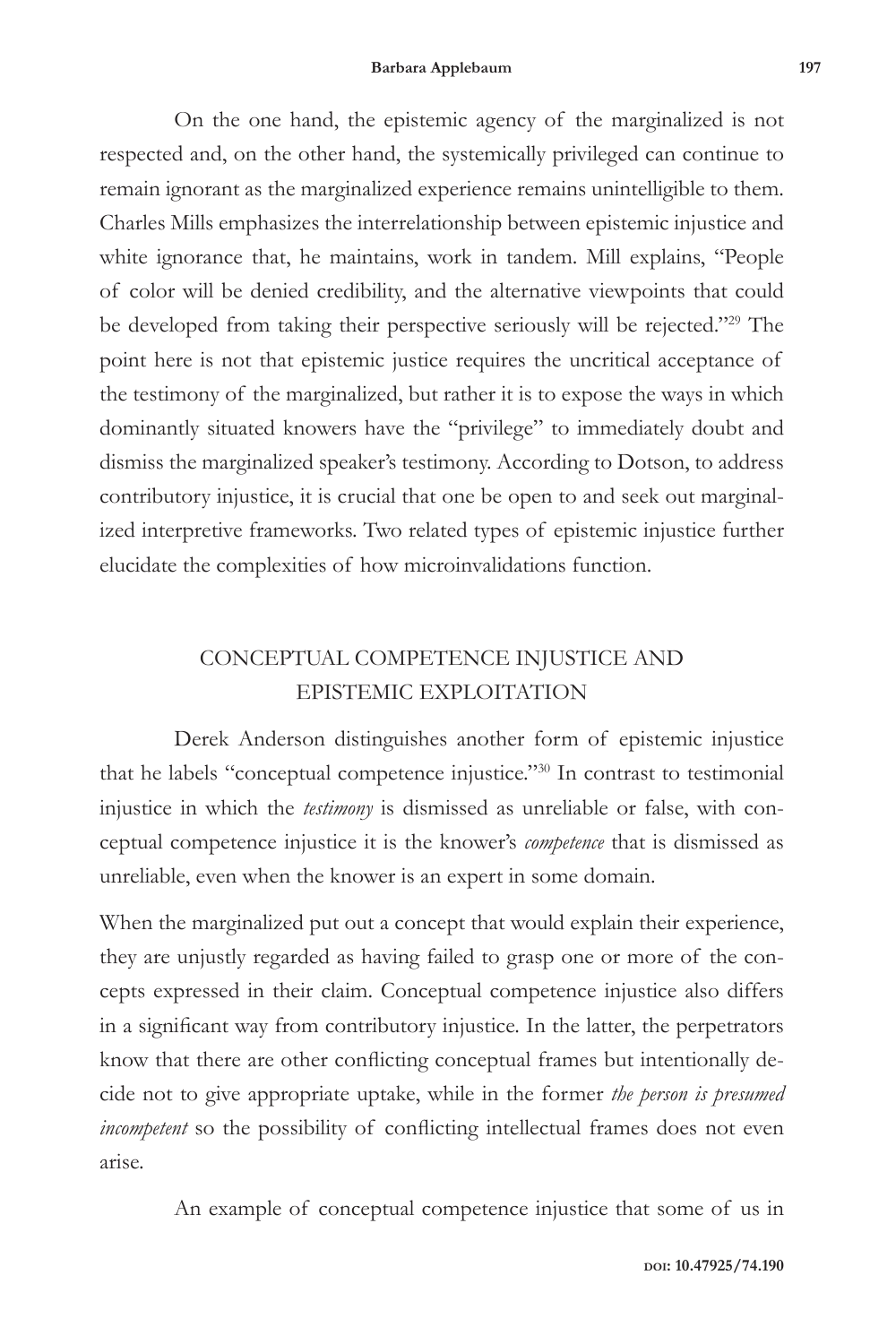On the one hand, the epistemic agency of the marginalized is not respected and, on the other hand, the systemically privileged can continue to remain ignorant as the marginalized experience remains unintelligible to them. Charles Mills emphasizes the interrelationship between epistemic injustice and white ignorance that, he maintains, work in tandem. Mill explains, "People of color will be denied credibility, and the alternative viewpoints that could be developed from taking their perspective seriously will be rejected."[29] The point here is not that epistemic justice requires the uncritical acceptance of the testimony of the marginalized, but rather it is to expose the ways in which dominantly situated knowers have the "privilege" to immediately doubt and dismiss the marginalized speaker's testimony. According to Dotson, to address contributory injustice, it is crucial that one be open to and seek out marginalized interpretive frameworks. Two related types of epistemic injustice further elucidate the complexities of how microinvalidations function.

## CONCEPTUAL COMPETENCE INJUSTICE AND EPISTEMIC EXPLOITATION

Derek Anderson distinguishes another form of epistemic injustice that he labels "conceptual competence injustice."[30] In contrast to testimonial injustice in which the *testimony* is dismissed as unreliable or false, with conceptual competence injustice it is the knower's *competence* that is dismissed as unreliable, even when the knower is an expert in some domain.

When the marginalized put out a concept that would explain their experience, they are unjustly regarded as having failed to grasp one or more of the concepts expressed in their claim. Conceptual competence injustice also differs in a significant way from contributory injustice. In the latter, the perpetrators know that there are other conflicting conceptual frames but intentionally decide not to give appropriate uptake, while in the former *the person is presumed incompetent* so the possibility of conflicting intellectual frames does not even arise.

An example of conceptual competence injustice that some of us in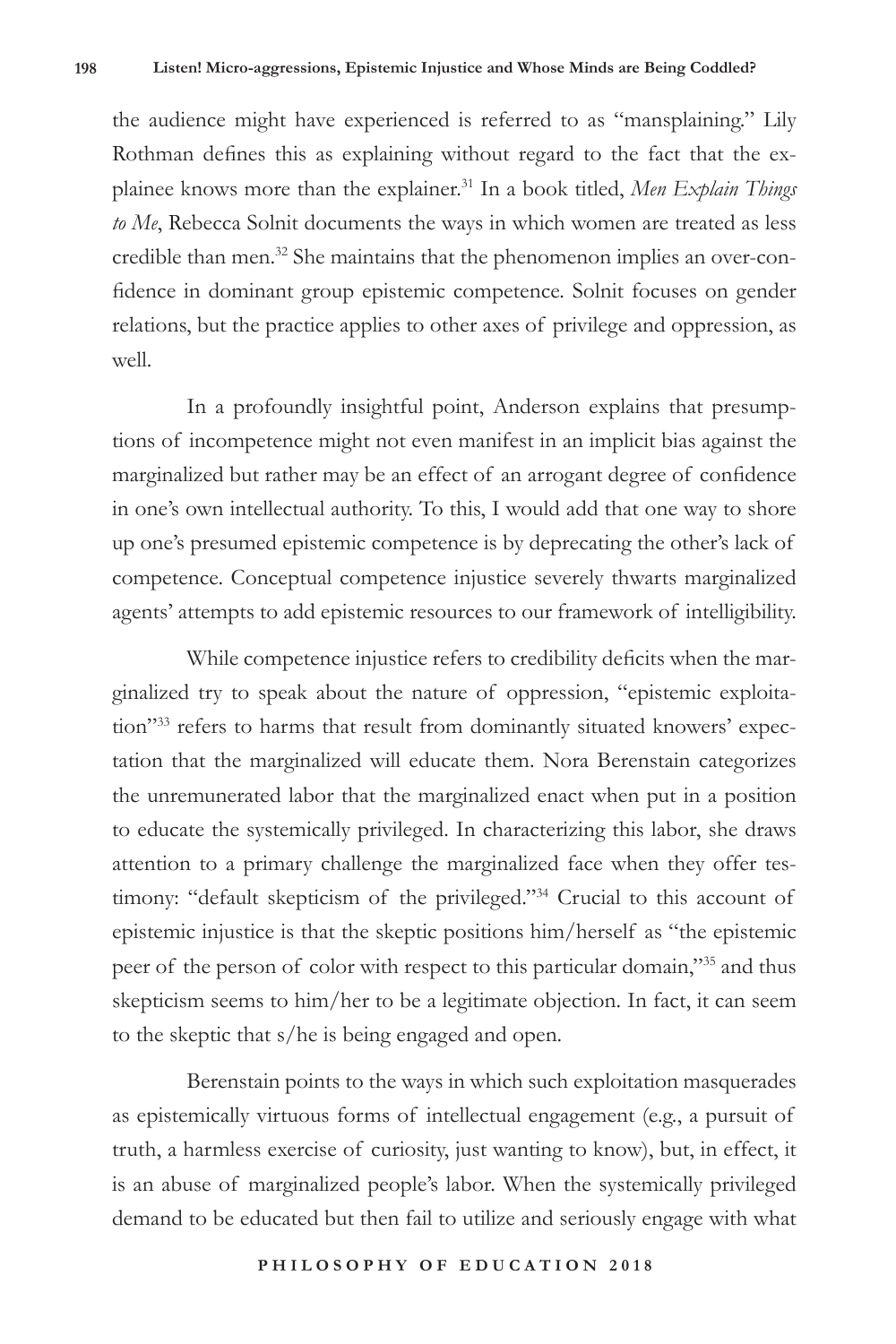the audience might have experienced is referred to as "mansplaining." Lily Rothman defines this as explaining without regard to the fact that the explainee knows more than the explainer.[31] In a book titled, *Men Explain Things to Me*, Rebecca Solnit documents the ways in which women are treated as less credible than men.[32] She maintains that the phenomenon implies an over-confidence in dominant group epistemic competence. Solnit focuses on gender relations, but the practice applies to other axes of privilege and oppression, as well.

In a profoundly insightful point, Anderson explains that presumptions of incompetence might not even manifest in an implicit bias against the marginalized but rather may be an effect of an arrogant degree of confidence in one's own intellectual authority. To this, I would add that one way to shore up one's presumed epistemic competence is by deprecating the other's lack of competence. Conceptual competence injustice severely thwarts marginalized agents' attempts to add epistemic resources to our framework of intelligibility.

While competence injustice refers to credibility deficits when the marginalized try to speak about the nature of oppression, "epistemic exploitation"[33] refers to harms that result from dominantly situated knowers' expectation that the marginalized will educate them. Nora Berenstain categorizes the unremunerated labor that the marginalized enact when put in a position to educate the systemically privileged. In characterizing this labor, she draws attention to a primary challenge the marginalized face when they offer testimony: "default skepticism of the privileged."[34] Crucial to this account of epistemic injustice is that the skeptic positions him/herself as "the epistemic peer of the person of color with respect to this particular domain,"[35] and thus skepticism seems to him/her to be a legitimate objection. In fact, it can seem to the skeptic that s/he is being engaged and open.

Berenstain points to the ways in which such exploitation masquerades as epistemically virtuous forms of intellectual engagement (e.g., a pursuit of truth, a harmless exercise of curiosity, just wanting to know), but, in effect, it is an abuse of marginalized people's labor. When the systemically privileged demand to be educated but then fail to utilize and seriously engage with what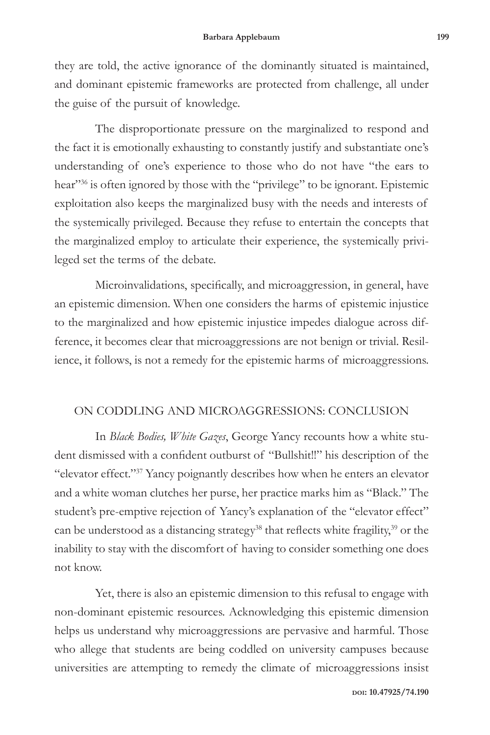they are told, the active ignorance of the dominantly situated is maintained, and dominant epistemic frameworks are protected from challenge, all under the guise of the pursuit of knowledge.

The disproportionate pressure on the marginalized to respond and the fact it is emotionally exhausting to constantly justify and substantiate one's understanding of one's experience to those who do not have "the ears to hear"[36] is often ignored by those with the "privilege" to be ignorant. Epistemic exploitation also keeps the marginalized busy with the needs and interests of the systemically privileged. Because they refuse to entertain the concepts that the marginalized employ to articulate their experience, the systemically privileged set the terms of the debate.

Microinvalidations, specifically, and microaggression, in general, have an epistemic dimension. When one considers the harms of epistemic injustice to the marginalized and how epistemic injustice impedes dialogue across difference, it becomes clear that microaggressions are not benign or trivial. Resilience, it follows, is not a remedy for the epistemic harms of microaggressions.

## ON CODDLING AND MICROAGGRESSIONS: CONCLUSION

In *Black Bodies, White Gazes*, George Yancy recounts how a white student dismissed with a confident outburst of "Bullshit!!" his description of the "elevator effect."[37] Yancy poignantly describes how when he enters an elevator and a white woman clutches her purse, her practice marks him as "Black." The student's pre-emptive rejection of Yancy's explanation of the "elevator effect" can be understood as a distancing strategy[38] that reflects white fragility,[39] or the inability to stay with the discomfort of having to consider something one does not know.

Yet, there is also an epistemic dimension to this refusal to engage with non-dominant epistemic resources. Acknowledging this epistemic dimension helps us understand why microaggressions are pervasive and harmful. Those who allege that students are being coddled on university campuses because universities are attempting to remedy the climate of microaggressions insist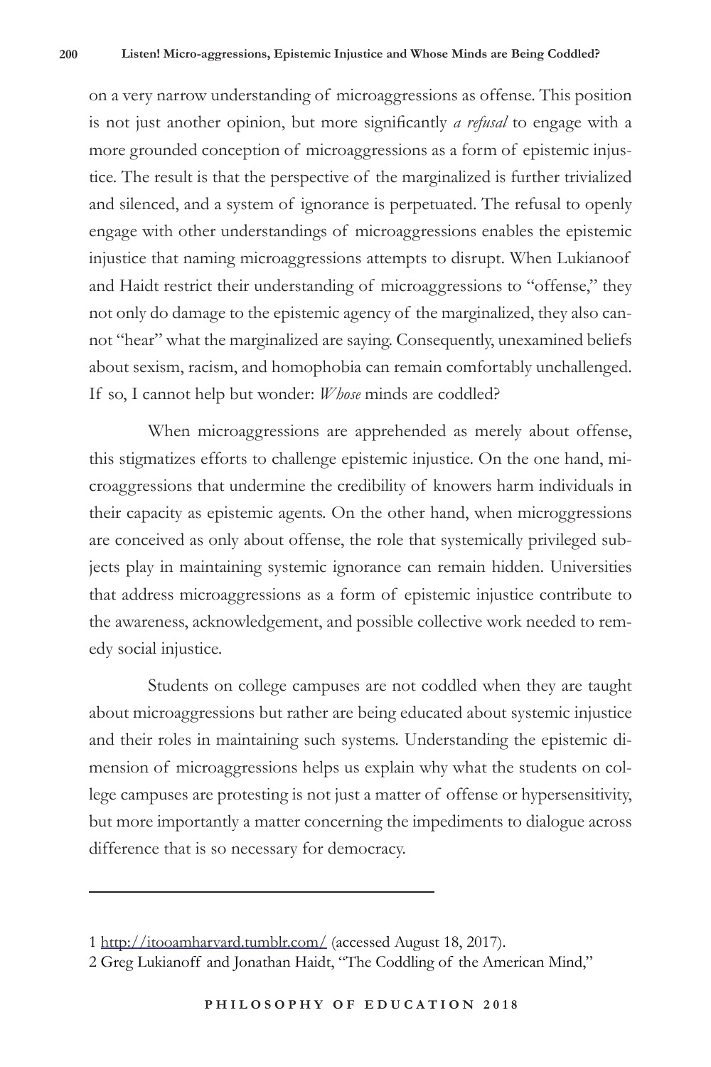on a very narrow understanding of microaggressions as offense. This position is not just another opinion, but more significantly *a refusal* to engage with a more grounded conception of microaggressions as a form of epistemic injustice. The result is that the perspective of the marginalized is further trivialized and silenced, and a system of ignorance is perpetuated. The refusal to openly engage with other understandings of microaggressions enables the epistemic injustice that naming microaggressions attempts to disrupt. When Lukianoof and Haidt restrict their understanding of microaggressions to "offense," they not only do damage to the epistemic agency of the marginalized, they also cannot "hear" what the marginalized are saying. Consequently, unexamined beliefs about sexism, racism, and homophobia can remain comfortably unchallenged. If so, I cannot help but wonder: *Whose* minds are coddled?

When microaggressions are apprehended as merely about offense, this stigmatizes efforts to challenge epistemic injustice. On the one hand, microaggressions that undermine the credibility of knowers harm individuals in their capacity as epistemic agents. On the other hand, when microggressions are conceived as only about offense, the role that systemically privileged subjects play in maintaining systemic ignorance can remain hidden. Universities that address microaggressions as a form of epistemic injustice contribute to the awareness, acknowledgement, and possible collective work needed to remedy social injustice.

Students on college campuses are not coddled when they are taught about microaggressions but rather are being educated about systemic injustice and their roles in maintaining such systems. Understanding the epistemic dimension of microaggressions helps us explain why what the students on college campuses are protesting is not just a matter of offense or hypersensitivity, but more importantly a matter concerning the impediments to dialogue across difference that is so necessary for democracy.

---

1 http://itooamharvard.tumblr.com/ (accessed August 18, 2017).

2 Greg Lukianoff and Jonathan Haidt, "The Coddling of the American Mind,"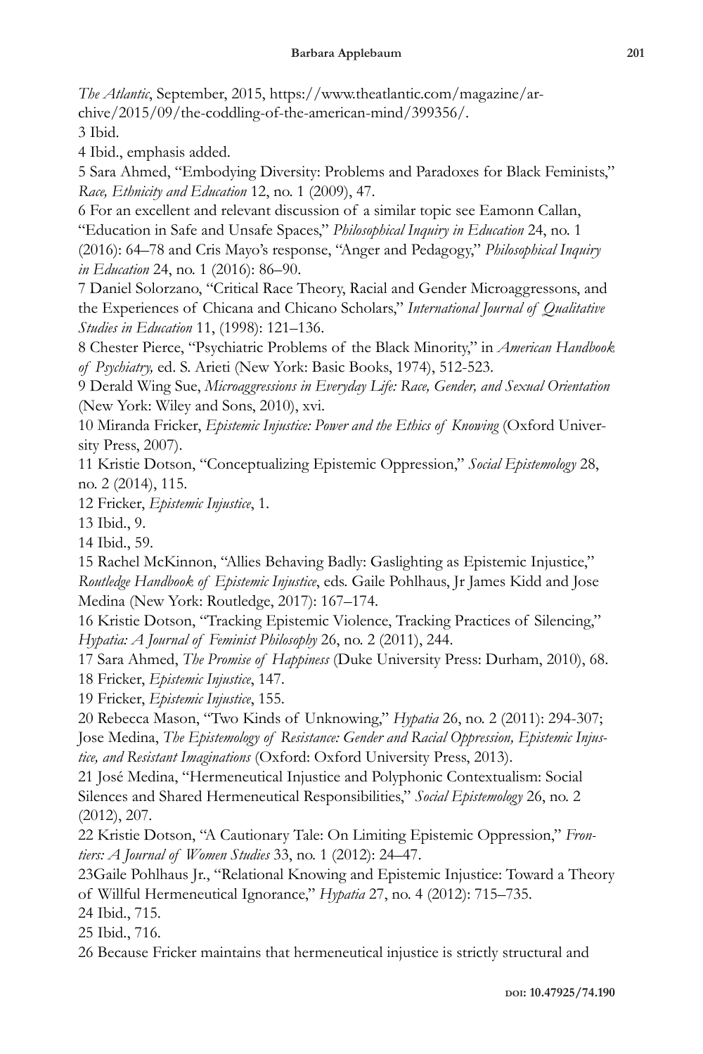*The Atlantic*, September, 2015, https://www.theatlantic.com/magazine/archive/2015/09/the-coddling-of-the-american-mind/399356/.

3 Ibid.

4 Ibid., emphasis added.

5 Sara Ahmed, "Embodying Diversity: Problems and Paradoxes for Black Feminists," *Race, Ethnicity and Education* 12, no. 1 (2009), 47.

6 For an excellent and relevant discussion of a similar topic see Eamonn Callan, "Education in Safe and Unsafe Spaces," *Philosophical Inquiry in Education* 24, no. 1 (2016): 64–78 and Cris Mayo's response, "Anger and Pedagogy," *Philosophical Inquiry in Education* 24, no. 1 (2016): 86–90.

7 Daniel Solorzano, "Critical Race Theory, Racial and Gender Microaggressons, and the Experiences of Chicana and Chicano Scholars," *International Journal of Qualitative Studies in Education* 11, (1998): 121–136.

8 Chester Pierce, "Psychiatric Problems of the Black Minority," in *American Handbook of Psychiatry,* ed. S. Arieti (New York: Basic Books, 1974), 512-523.

9 Derald Wing Sue, *Microaggressions in Everyday Life: Race, Gender, and Sexual Orientation* (New York: Wiley and Sons, 2010), xvi.

10 Miranda Fricker, *Epistemic Injustice: Power and the Ethics of Knowing* (Oxford University Press, 2007).

11 Kristie Dotson, "Conceptualizing Epistemic Oppression," *Social Epistemology* 28, no. 2 (2014), 115.

12 Fricker, *Epistemic Injustice*, 1.

13 Ibid., 9.

14 Ibid., 59.

15 Rachel McKinnon, "Allies Behaving Badly: Gaslighting as Epistemic Injustice," *Routledge Handbook of Epistemic Injustice*, eds. Gaile Pohlhaus, Jr James Kidd and Jose Medina (New York: Routledge, 2017): 167–174.

16 Kristie Dotson, "Tracking Epistemic Violence, Tracking Practices of Silencing," *Hypatia: A Journal of Feminist Philosophy* 26, no. 2 (2011), 244.

17 Sara Ahmed, *The Promise of Happiness* (Duke University Press: Durham, 2010), 68.

18 Fricker, *Epistemic Injustice*, 147.

19 Fricker, *Epistemic Injustice*, 155.

20 Rebecca Mason, "Two Kinds of Unknowing," *Hypatia* 26, no. 2 (2011): 294-307; Jose Medina, *The Epistemology of Resistance: Gender and Racial Oppression, Epistemic Injustice, and Resistant Imaginations* (Oxford: Oxford University Press, 2013).

21 José Medina, "Hermeneutical Injustice and Polyphonic Contextualism: Social Silences and Shared Hermeneutical Responsibilities," *Social Epistemology* 26, no. 2 (2012), 207.

22 Kristie Dotson, "A Cautionary Tale: On Limiting Epistemic Oppression," *Frontiers: A Journal of Women Studies* 33, no. 1 (2012): 24–47.

23Gaile Pohlhaus Jr., "Relational Knowing and Epistemic Injustice: Toward a Theory of Willful Hermeneutical Ignorance," *Hypatia* 27, no. 4 (2012): 715–735.

24 Ibid., 715.

25 Ibid., 716.

26 Because Fricker maintains that hermeneutical injustice is strictly structural and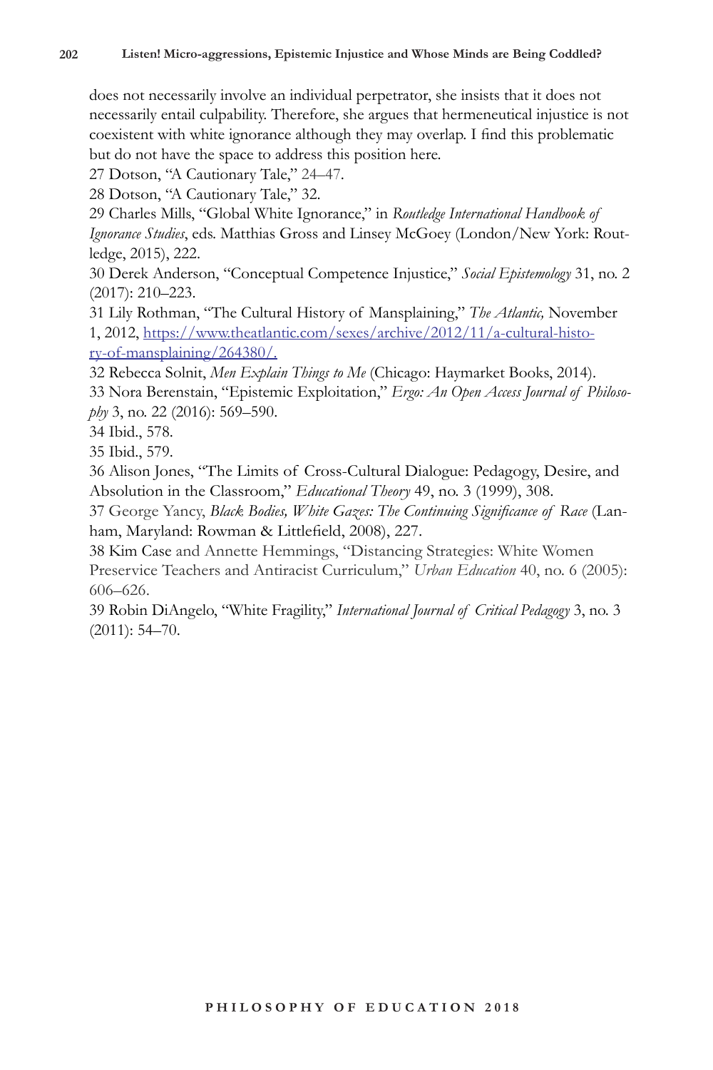does not necessarily involve an individual perpetrator, she insists that it does not necessarily entail culpability. Therefore, she argues that hermeneutical injustice is not coexistent with white ignorance although they may overlap. I find this problematic but do not have the space to address this position here.

27 Dotson, "A Cautionary Tale," 24–47.

28 Dotson, "A Cautionary Tale," 32.

29 Charles Mills, "Global White Ignorance," in *Routledge International Handbook of Ignorance Studies*, eds. Matthias Gross and Linsey McGoey (London/New York: Routledge, 2015), 222.

30 Derek Anderson, "Conceptual Competence Injustice," *Social Epistemology* 31, no. 2 (2017): 210–223.

31 Lily Rothman, "The Cultural History of Mansplaining," *The Atlantic,* November 1, 2012, https://www.theatlantic.com/sexes/archive/2012/11/a-cultural-history-of-mansplaining/264380/.

32 Rebecca Solnit, *Men Explain Things to Me* (Chicago: Haymarket Books, 2014).

33 Nora Berenstain, "Epistemic Exploitation," *Ergo: An Open Access Journal of Philosophy* 3, no. 22 (2016): 569–590.

34 Ibid., 578.

35 Ibid., 579.

36 Alison Jones, "The Limits of Cross-Cultural Dialogue: Pedagogy, Desire, and Absolution in the Classroom," *Educational Theory* 49, no. 3 (1999), 308.

37 George Yancy, *Black Bodies, White Gazes: The Continuing Significance of Race* (Lanham, Maryland: Rowman & Littlefield, 2008), 227.

38 Kim Case and Annette Hemmings, "Distancing Strategies: White Women Preservice Teachers and Antiracist Curriculum," *Urban Education* 40, no. 6 (2005): 606–626.

39 Robin DiAngelo, "White Fragility," *International Journal of Critical Pedagogy* 3, no. 3 (2011): 54–70.